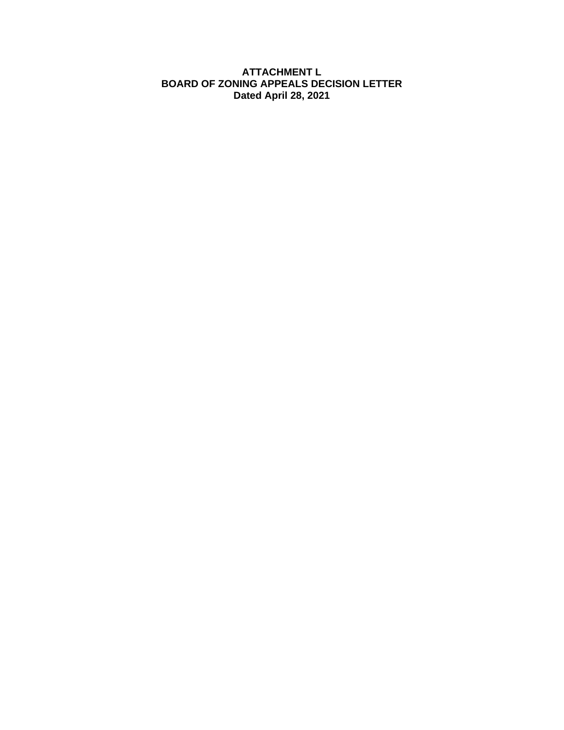# ATTACHMENT L
# BOARD OF ZONING APPEALS DECISION LETTER
# Dated April 28, 2021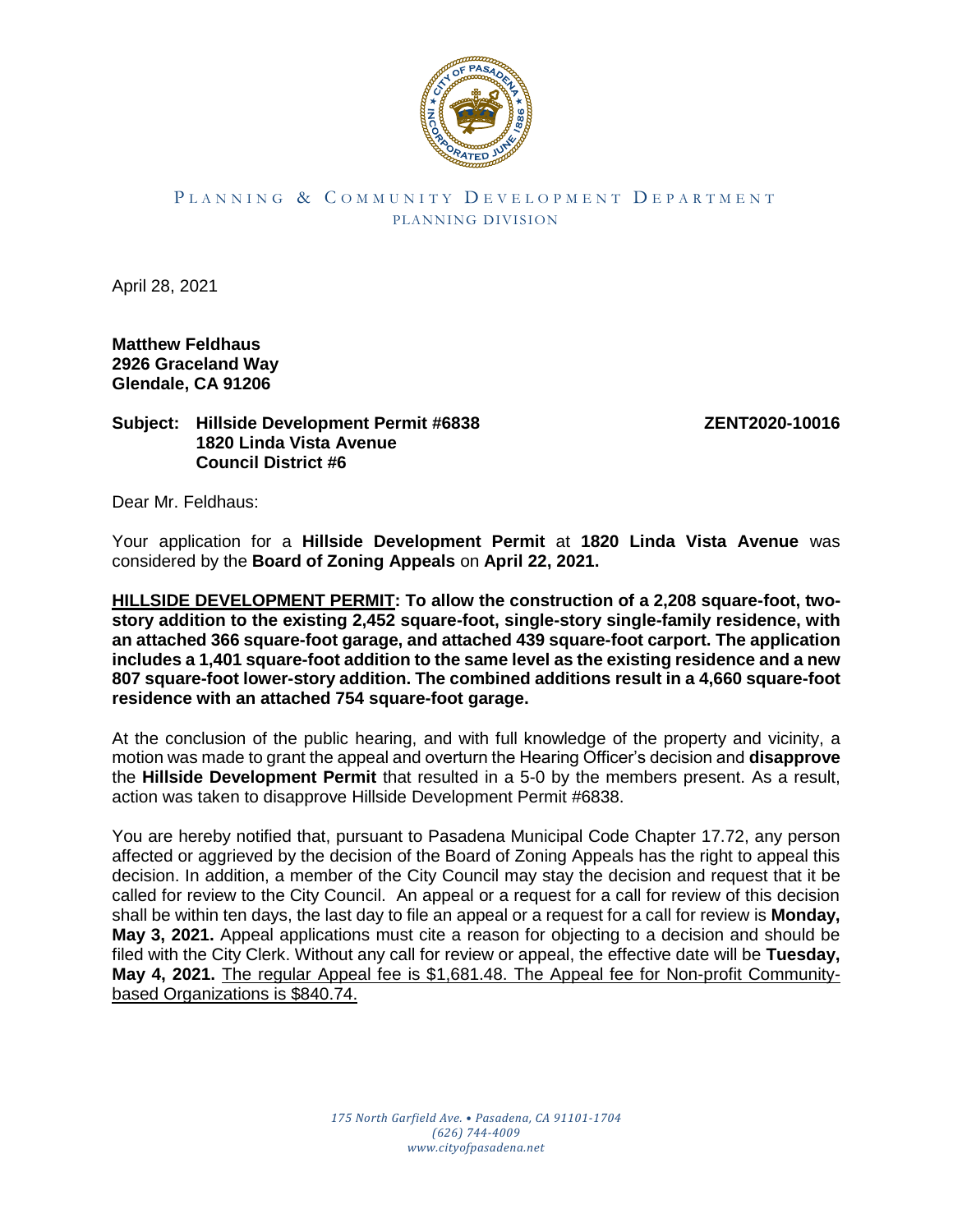PLANNING & COMMUNITY DEVELOPMENT DEPARTMENT
PLANNING DIVISION

April 28, 2021

**Matthew Feldhaus**
**2926 Graceland Way**
**Glendale, CA 91206**

**Subject: Hillside Development Permit #6838** **ZENT2020-10016**
**1820 Linda Vista Avenue**
**Council District #6**

Dear Mr. Feldhaus:

Your application for a **Hillside Development Permit** at **1820 Linda Vista Avenue** was considered by the **Board of Zoning Appeals** on **April 22, 2021.**

**HILLSIDE DEVELOPMENT PERMIT: To allow the construction of a 2,208 square-foot, two-story addition to the existing 2,452 square-foot, single-story single-family residence, with an attached 366 square-foot garage, and attached 439 square-foot carport. The application includes a 1,401 square-foot addition to the same level as the existing residence and a new 807 square-foot lower-story addition. The combined additions result in a 4,660 square-foot residence with an attached 754 square-foot garage.**

At the conclusion of the public hearing, and with full knowledge of the property and vicinity, a motion was made to grant the appeal and overturn the Hearing Officer's decision and **disapprove** the **Hillside Development Permit** that resulted in a 5-0 by the members present. As a result, action was taken to disapprove Hillside Development Permit #6838.

You are hereby notified that, pursuant to Pasadena Municipal Code Chapter 17.72, any person affected or aggrieved by the decision of the Board of Zoning Appeals has the right to appeal this decision. In addition, a member of the City Council may stay the decision and request that it be called for review to the City Council. An appeal or a request for a call for review of this decision shall be within ten days, the last day to file an appeal or a request for a call for review is **Monday, May 3, 2021.** Appeal applications must cite a reason for objecting to a decision and should be filed with the City Clerk. Without any call for review or appeal, the effective date will be **Tuesday, May 4, 2021.** The regular Appeal fee is $1,681.48. The Appeal fee for Non-profit Community-based Organizations is $840.74.

*175 North Garfield Ave. • Pasadena, CA 91101-1704*
*(626) 744-4009*
*www.cityofpasadena.net*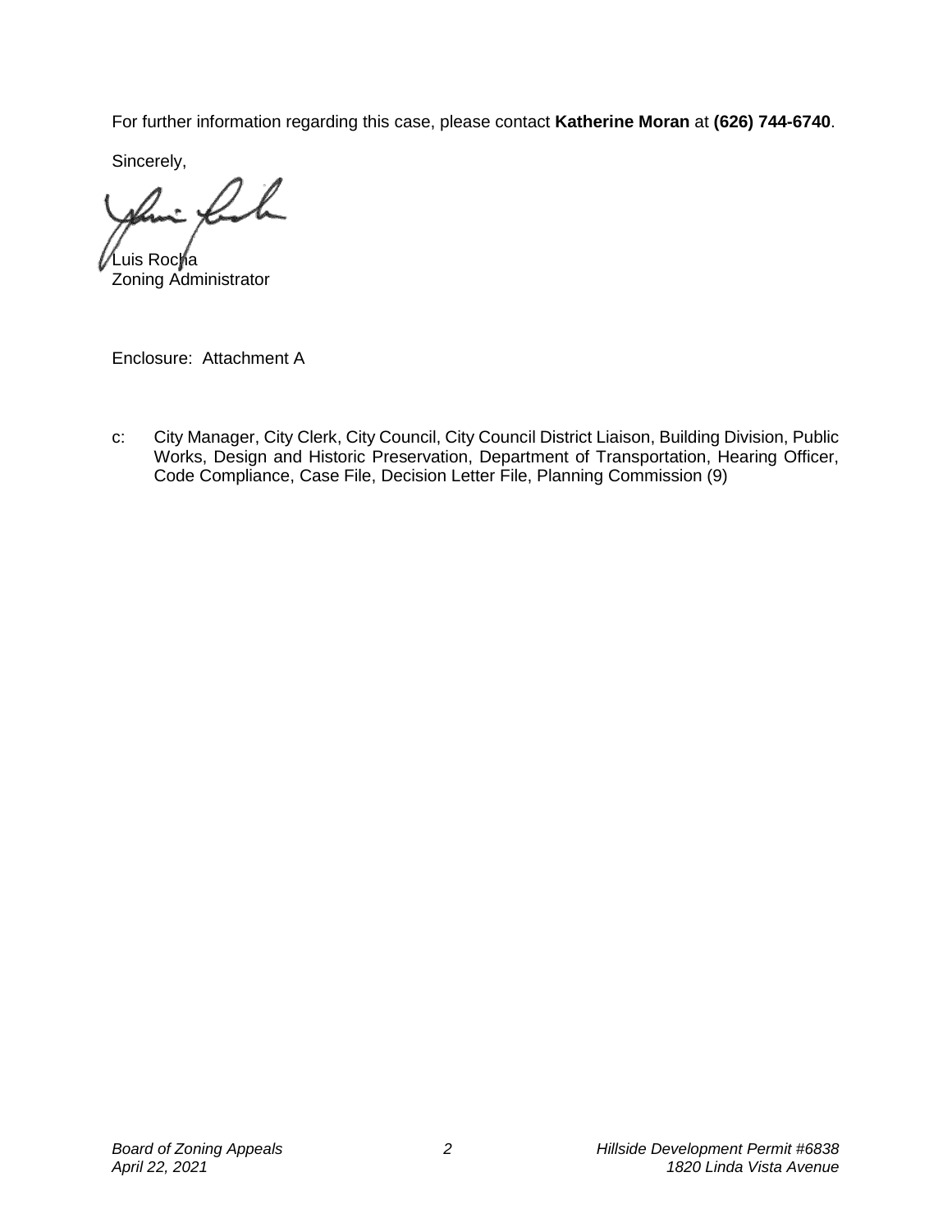For further information regarding this case, please contact **Katherine Moran** at **(626) 744-6740**.

Sincerely,

Luis Rocha
Zoning Administrator

Enclosure: Attachment A

c: City Manager, City Clerk, City Council, City Council District Liaison, Building Division, Public Works, Design and Historic Preservation, Department of Transportation, Hearing Officer, Code Compliance, Case File, Decision Letter File, Planning Commission (9)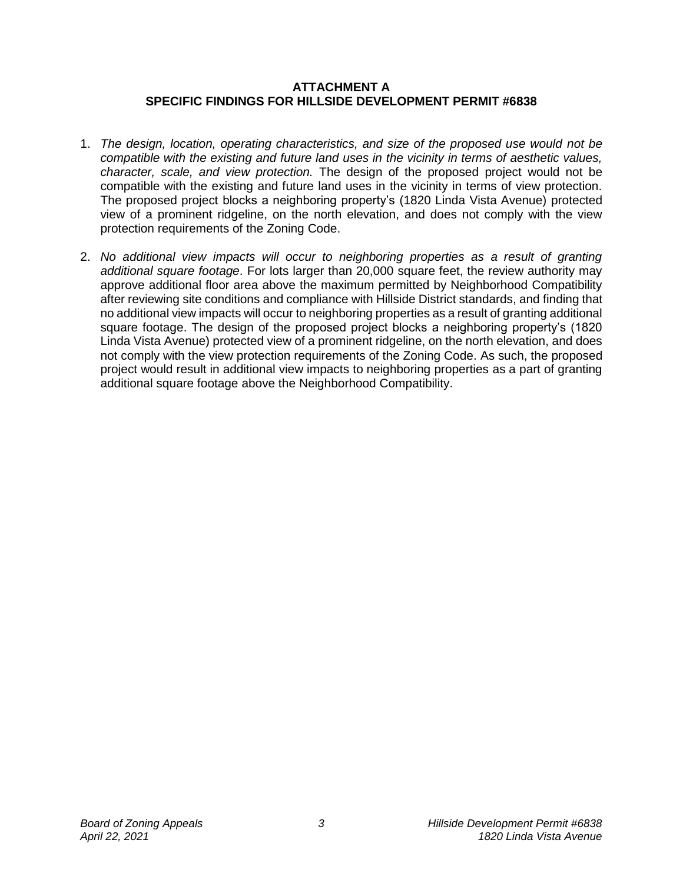**ATTACHMENT A**
**SPECIFIC FINDINGS FOR HILLSIDE DEVELOPMENT PERMIT #6838**

1. *The design, location, operating characteristics, and size of the proposed use would not be compatible with the existing and future land uses in the vicinity in terms of aesthetic values, character, scale, and view protection.* The design of the proposed project would not be compatible with the existing and future land uses in the vicinity in terms of view protection. The proposed project blocks a neighboring property's (1820 Linda Vista Avenue) protected view of a prominent ridgeline, on the north elevation, and does not comply with the view protection requirements of the Zoning Code.

2. *No additional view impacts will occur to neighboring properties as a result of granting additional square footage*. For lots larger than 20,000 square feet, the review authority may approve additional floor area above the maximum permitted by Neighborhood Compatibility after reviewing site conditions and compliance with Hillside District standards, and finding that no additional view impacts will occur to neighboring properties as a result of granting additional square footage. The design of the proposed project blocks a neighboring property's (1820 Linda Vista Avenue) protected view of a prominent ridgeline, on the north elevation, and does not comply with the view protection requirements of the Zoning Code. As such, the proposed project would result in additional view impacts to neighboring properties as a part of granting additional square footage above the Neighborhood Compatibility.